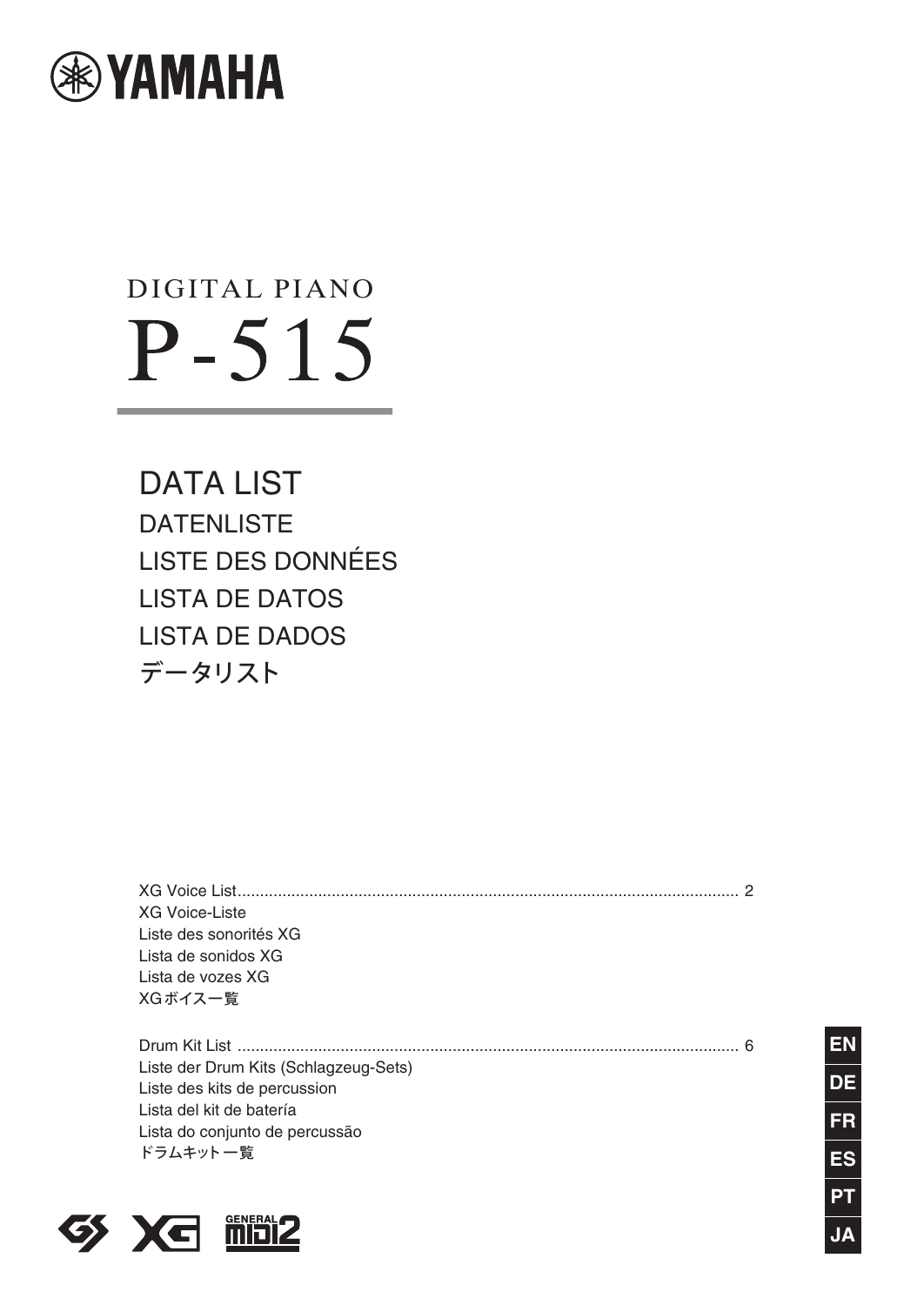YAMAHA

DIGITAL PIANO

# P-515

## DATA LIST

DATENLISTE

LISTE DES DONNÉES

LISTA DE DATOS

LISTA DE DADOS

データリスト

XG Voice List ........................................................................................................ 2
XG Voice-Liste
Liste des sonorités XG
Lista de sonidos XG
Lista de vozes XG
XGボイス一覧

Drum Kit List ........................................................................................................ 6
Liste der Drum Kits (Schlagzeug-Sets)
Liste des kits de percussion
Lista del kit de batería
Lista do conjunto de percussão
ドラムキット一覧

EN DE FR ES PT JA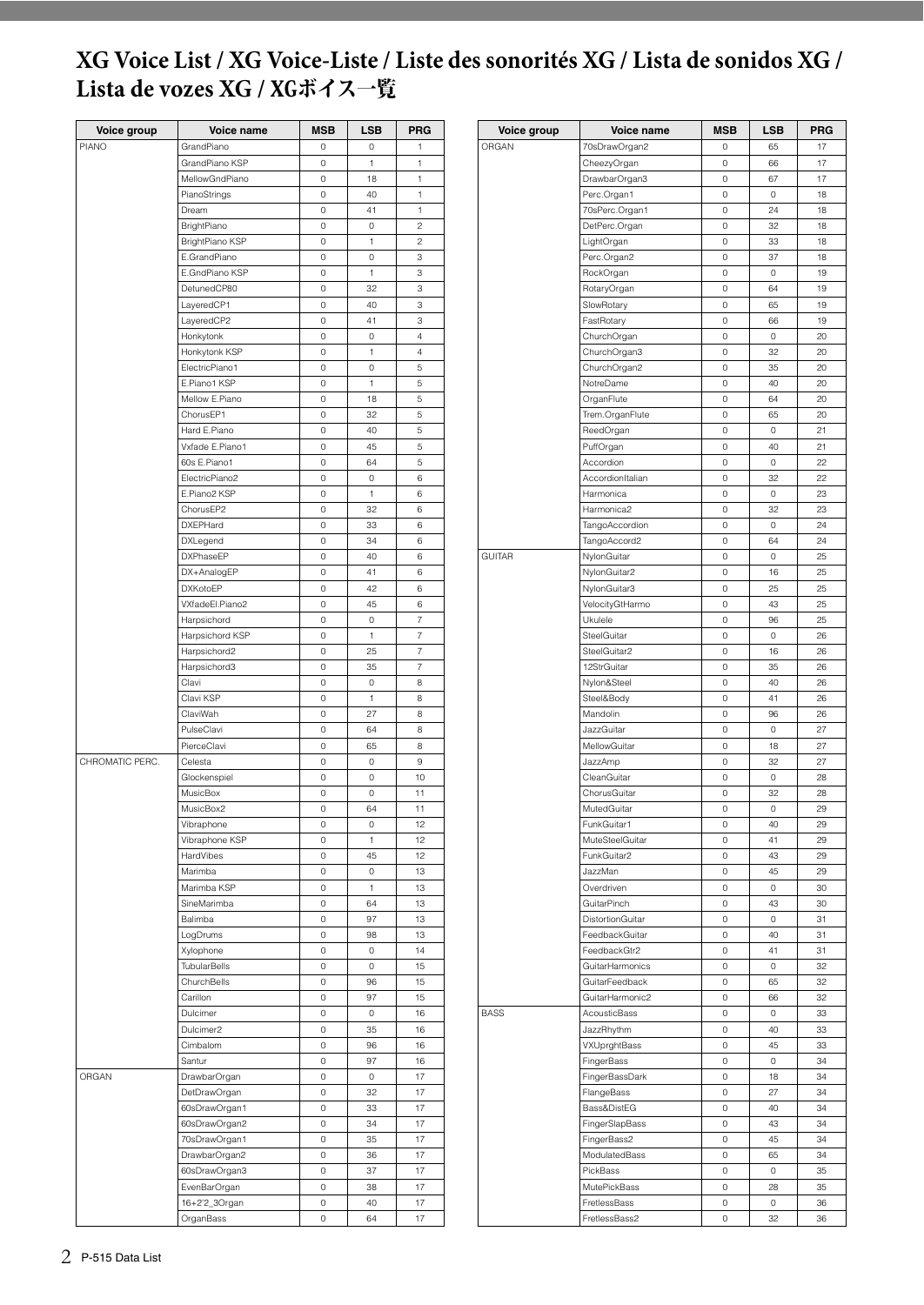# XG Voice List / XG Voice-Liste / Liste des sonorités XG / Lista de sonidos XG / Lista de vozes XG / XGボイス一覧

| Voice group | Voice name | MSB | LSB | PRG |
|---|---|---|---|---|
| PIANO | GrandPiano | 0 | 0 | 1 |
| | GrandPiano KSP | 0 | 1 | 1 |
| | MellowGndPiano | 0 | 18 | 1 |
| | PianoStrings | 0 | 40 | 1 |
| | Dream | 0 | 41 | 1 |
| | BrightPiano | 0 | 0 | 2 |
| | BrightPiano KSP | 0 | 1 | 2 |
| | E.GrandPiano | 0 | 0 | 3 |
| | E.GndPiano KSP | 0 | 1 | 3 |
| | DetunedCP80 | 0 | 32 | 3 |
| | LayeredCP1 | 0 | 40 | 3 |
| | LayeredCP2 | 0 | 41 | 3 |
| | Honkytonk | 0 | 0 | 4 |
| | Honkytonk KSP | 0 | 1 | 4 |
| | ElectricPiano1 | 0 | 0 | 5 |
| | E.Piano1 KSP | 0 | 1 | 5 |
| | Mellow E.Piano | 0 | 18 | 5 |
| | ChorusEP1 | 0 | 32 | 5 |
| | Hard E.Piano | 0 | 40 | 5 |
| | Vxfade E.Piano1 | 0 | 45 | 5 |
| | 60s E.Piano1 | 0 | 64 | 5 |
| | ElectricPiano2 | 0 | 0 | 6 |
| | E.Piano2 KSP | 0 | 1 | 6 |
| | ChorusEP2 | 0 | 32 | 6 |
| | DXEPHard | 0 | 33 | 6 |
| | DXLegend | 0 | 34 | 6 |
| | DXPhaseEP | 0 | 40 | 6 |
| | DX+AnalogEP | 0 | 41 | 6 |
| | DXKotoEP | 0 | 42 | 6 |
| | VXfadeEl.Piano2 | 0 | 45 | 6 |
| | Harpsichord | 0 | 0 | 7 |
| | Harpsichord KSP | 0 | 1 | 7 |
| | Harpsichord2 | 0 | 25 | 7 |
| | Harpsichord3 | 0 | 35 | 7 |
| | Clavi | 0 | 0 | 8 |
| | Clavi KSP | 0 | 1 | 8 |
| | ClaviWah | 0 | 27 | 8 |
| | PulseClavi | 0 | 64 | 8 |
| | PierceClavi | 0 | 65 | 8 |
| CHROMATIC PERC. | Celesta | 0 | 0 | 9 |
| | Glockenspiel | 0 | 0 | 10 |
| | MusicBox | 0 | 0 | 11 |
| | MusicBox2 | 0 | 64 | 11 |
| | Vibraphone | 0 | 0 | 12 |
| | Vibraphone KSP | 0 | 1 | 12 |
| | HardVibes | 0 | 45 | 12 |
| | Marimba | 0 | 0 | 13 |
| | Marimba KSP | 0 | 1 | 13 |
| | SineMarimba | 0 | 64 | 13 |
| | Balimba | 0 | 97 | 13 |
| | LogDrums | 0 | 98 | 13 |
| | Xylophone | 0 | 0 | 14 |
| | TubularBells | 0 | 0 | 15 |
| | ChurchBells | 0 | 96 | 15 |
| | Carillon | 0 | 97 | 15 |
| | Dulcimer | 0 | 0 | 16 |
| | Dulcimer2 | 0 | 35 | 16 |
| | Cimbalom | 0 | 96 | 16 |
| | Santur | 0 | 97 | 16 |
| ORGAN | DrawbarOrgan | 0 | 0 | 17 |
| | DetDrawOrgan | 0 | 32 | 17 |
| | 60sDrawOrgan1 | 0 | 33 | 17 |
| | 60sDrawOrgan2 | 0 | 34 | 17 |
| | 70sDrawOrgan1 | 0 | 35 | 17 |
| | DrawbarOrgan2 | 0 | 36 | 17 |
| | 60sDrawOrgan3 | 0 | 37 | 17 |
| | EvenBarOrgan | 0 | 38 | 17 |
| | 16+2'2_3Organ | 0 | 40 | 17 |
| | OrganBass | 0 | 64 | 17 |
| ORGAN | 70sDrawOrgan2 | 0 | 65 | 17 |
| | CheezyOrgan | 0 | 66 | 17 |
| | DrawbarOrgan3 | 0 | 67 | 17 |
| | Perc.Organ1 | 0 | 0 | 18 |
| | 70sPerc.Organ1 | 0 | 24 | 18 |
| | DetPerc.Organ | 0 | 32 | 18 |
| | LightOrgan | 0 | 33 | 18 |
| | Perc.Organ2 | 0 | 37 | 18 |
| | RockOrgan | 0 | 0 | 19 |
| | RotaryOrgan | 0 | 64 | 19 |
| | SlowRotary | 0 | 65 | 19 |
| | FastRotary | 0 | 66 | 19 |
| | ChurchOrgan | 0 | 0 | 20 |
| | ChurchOrgan3 | 0 | 32 | 20 |
| | ChurchOrgan2 | 0 | 35 | 20 |
| | NotreDame | 0 | 40 | 20 |
| | OrganFlute | 0 | 64 | 20 |
| | Trem.OrganFlute | 0 | 65 | 20 |
| | ReedOrgan | 0 | 0 | 21 |
| | PuffOrgan | 0 | 40 | 21 |
| | Accordion | 0 | 0 | 22 |
| | AccordionItalian | 0 | 32 | 22 |
| | Harmonica | 0 | 0 | 23 |
| | Harmonica2 | 0 | 32 | 23 |
| | TangoAccordion | 0 | 0 | 24 |
| | TangoAccord2 | 0 | 64 | 24 |
| GUITAR | NylonGuitar | 0 | 0 | 25 |
| | NylonGuitar2 | 0 | 16 | 25 |
| | NylonGuitar3 | 0 | 25 | 25 |
| | VelocityGtHarmo | 0 | 43 | 25 |
| | Ukulele | 0 | 96 | 25 |
| | SteelGuitar | 0 | 0 | 26 |
| | SteelGuitar2 | 0 | 16 | 26 |
| | 12StrGuitar | 0 | 35 | 26 |
| | Nylon&Steel | 0 | 40 | 26 |
| | Steel&Body | 0 | 41 | 26 |
| | Mandolin | 0 | 96 | 26 |
| | JazzGuitar | 0 | 0 | 27 |
| | MellowGuitar | 0 | 18 | 27 |
| | JazzAmp | 0 | 32 | 27 |
| | CleanGuitar | 0 | 0 | 28 |
| | ChorusGuitar | 0 | 32 | 28 |
| | MutedGuitar | 0 | 0 | 29 |
| | FunkGuitar1 | 0 | 40 | 29 |
| | MuteSteelGuitar | 0 | 41 | 29 |
| | FunkGuitar2 | 0 | 43 | 29 |
| | JazzMan | 0 | 45 | 29 |
| | Overdriven | 0 | 0 | 30 |
| | GuitarPinch | 0 | 43 | 30 |
| | DistortionGuitar | 0 | 0 | 31 |
| | FeedbackGuitar | 0 | 40 | 31 |
| | FeedbackGtr2 | 0 | 41 | 31 |
| | GuitarHarmonics | 0 | 0 | 32 |
| | GuitarFeedback | 0 | 65 | 32 |
| | GuitarHarmonic2 | 0 | 66 | 32 |
| BASS | AcousticBass | 0 | 0 | 33 |
| | JazzRhythm | 0 | 40 | 33 |
| | VXUprghtBass | 0 | 45 | 33 |
| | FingerBass | 0 | 0 | 34 |
| | FingerBassDark | 0 | 18 | 34 |
| | FlangeBass | 0 | 27 | 34 |
| | Bass&DistEG | 0 | 40 | 34 |
| | FingerSlapBass | 0 | 43 | 34 |
| | FingerBass2 | 0 | 45 | 34 |
| | ModulatedBass | 0 | 65 | 34 |
| | PickBass | 0 | 0 | 35 |
| | MutePickBass | 0 | 28 | 35 |
| | FretlessBass | 0 | 0 | 36 |
| | FretlessBass2 | 0 | 32 | 36 |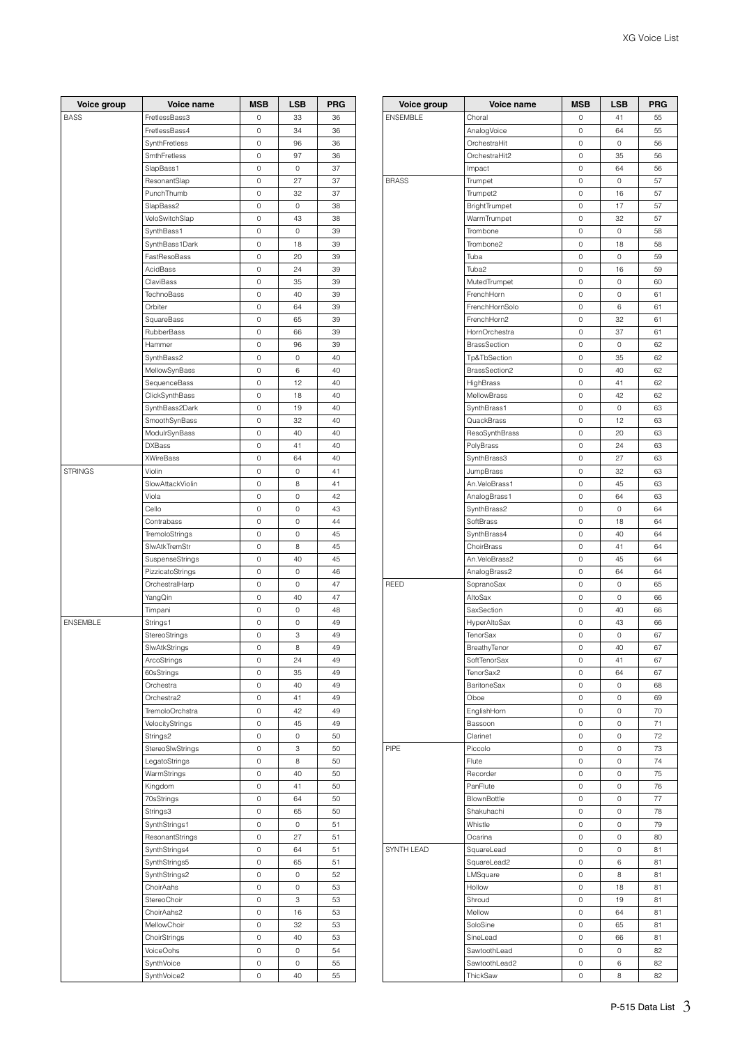| Voice group | Voice name | MSB | LSB | PRG |
|---|---|---|---|---|
| BASS | FretlessBass3 | 0 | 33 | 36 |
| | FretlessBass4 | 0 | 34 | 36 |
| | SynthFretless | 0 | 96 | 36 |
| | SmthFretless | 0 | 97 | 36 |
| | SlapBass1 | 0 | 0 | 37 |
| | ResonantSlap | 0 | 27 | 37 |
| | PunchThumb | 0 | 32 | 37 |
| | SlapBass2 | 0 | 0 | 38 |
| | VeloSwitchSlap | 0 | 43 | 38 |
| | SynthBass1 | 0 | 0 | 39 |
| | SynthBass1Dark | 0 | 18 | 39 |
| | FastResoBass | 0 | 20 | 39 |
| | AcidBass | 0 | 24 | 39 |
| | ClaviBass | 0 | 35 | 39 |
| | TechnoBass | 0 | 40 | 39 |
| | Orbiter | 0 | 64 | 39 |
| | SquareBass | 0 | 65 | 39 |
| | RubberBass | 0 | 66 | 39 |
| | Hammer | 0 | 96 | 39 |
| | SynthBass2 | 0 | 0 | 40 |
| | MellowSynBass | 0 | 6 | 40 |
| | SequenceBass | 0 | 12 | 40 |
| | ClickSynthBass | 0 | 18 | 40 |
| | SynthBass2Dark | 0 | 19 | 40 |
| | SmoothSynBass | 0 | 32 | 40 |
| | ModulrSynBass | 0 | 40 | 40 |
| | DXBass | 0 | 41 | 40 |
| | XWireBass | 0 | 64 | 40 |
| STRINGS | Violin | 0 | 0 | 41 |
| | SlowAttackViolin | 0 | 8 | 41 |
| | Viola | 0 | 0 | 42 |
| | Cello | 0 | 0 | 43 |
| | Contrabass | 0 | 0 | 44 |
| | TremoloStrings | 0 | 0 | 45 |
| | SlwAtkTremStr | 0 | 8 | 45 |
| | SuspenseStrings | 0 | 40 | 45 |
| | PizzicatoStrings | 0 | 0 | 46 |
| | OrchestralHarp | 0 | 0 | 47 |
| | YangQin | 0 | 40 | 47 |
| | Timpani | 0 | 0 | 48 |
| ENSEMBLE | Strings1 | 0 | 0 | 49 |
| | StereoStrings | 0 | 3 | 49 |
| | SlwAtkStrings | 0 | 8 | 49 |
| | ArcoStrings | 0 | 24 | 49 |
| | 60sStrings | 0 | 35 | 49 |
| | Orchestra | 0 | 40 | 49 |
| | Orchestra2 | 0 | 41 | 49 |
| | TremoloOrchstra | 0 | 42 | 49 |
| | VelocityStrings | 0 | 45 | 49 |
| | Strings2 | 0 | 0 | 50 |
| | StereoSlwStrings | 0 | 3 | 50 |
| | LegatoStrings | 0 | 8 | 50 |
| | WarmStrings | 0 | 40 | 50 |
| | Kingdom | 0 | 41 | 50 |
| | 70sStrings | 0 | 64 | 50 |
| | Strings3 | 0 | 65 | 50 |
| | SynthStrings1 | 0 | 0 | 51 |
| | ResonantStrings | 0 | 27 | 51 |
| | SynthStrings4 | 0 | 64 | 51 |
| | SynthStrings5 | 0 | 65 | 51 |
| | SynthStrings2 | 0 | 0 | 52 |
| | ChoirAahs | 0 | 0 | 53 |
| | StereoChoir | 0 | 3 | 53 |
| | ChoirAahs2 | 0 | 16 | 53 |
| | MellowChoir | 0 | 32 | 53 |
| | ChoirStrings | 0 | 40 | 53 |
| | VoiceOohs | 0 | 0 | 54 |
| | SynthVoice | 0 | 0 | 55 |
| | SynthVoice2 | 0 | 40 | 55 |
| ENSEMBLE | Choral | 0 | 41 | 55 |
| | AnalogVoice | 0 | 64 | 55 |
| | OrchestraHit | 0 | 0 | 56 |
| | OrchestraHit2 | 0 | 35 | 56 |
| | Impact | 0 | 64 | 56 |
| BRASS | Trumpet | 0 | 0 | 57 |
| | Trumpet2 | 0 | 16 | 57 |
| | BrightTrumpet | 0 | 17 | 57 |
| | WarmTrumpet | 0 | 32 | 57 |
| | Trombone | 0 | 0 | 58 |
| | Trombone2 | 0 | 18 | 58 |
| | Tuba | 0 | 0 | 59 |
| | Tuba2 | 0 | 16 | 59 |
| | MutedTrumpet | 0 | 0 | 60 |
| | FrenchHorn | 0 | 0 | 61 |
| | FrenchHornSolo | 0 | 6 | 61 |
| | FrenchHorn2 | 0 | 32 | 61 |
| | HornOrchestra | 0 | 37 | 61 |
| | BrassSection | 0 | 0 | 62 |
| | Tp&TbSection | 0 | 35 | 62 |
| | BrassSection2 | 0 | 40 | 62 |
| | HighBrass | 0 | 41 | 62 |
| | MellowBrass | 0 | 42 | 62 |
| | SynthBrass1 | 0 | 0 | 63 |
| | QuackBrass | 0 | 12 | 63 |
| | ResoSynthBrass | 0 | 20 | 63 |
| | PolyBrass | 0 | 24 | 63 |
| | SynthBrass3 | 0 | 27 | 63 |
| | JumpBrass | 0 | 32 | 63 |
| | An.VeloBrass1 | 0 | 45 | 63 |
| | AnalogBrass1 | 0 | 64 | 63 |
| | SynthBrass2 | 0 | 0 | 64 |
| | SoftBrass | 0 | 18 | 64 |
| | SynthBrass4 | 0 | 40 | 64 |
| | ChoirBrass | 0 | 41 | 64 |
| | An.VeloBrass2 | 0 | 45 | 64 |
| | AnalogBrass2 | 0 | 64 | 64 |
| REED | SopranoSax | 0 | 0 | 65 |
| | AltoSax | 0 | 0 | 66 |
| | SaxSection | 0 | 40 | 66 |
| | HyperAltoSax | 0 | 43 | 66 |
| | TenorSax | 0 | 0 | 67 |
| | BreathyTenor | 0 | 40 | 67 |
| | SoftTenorSax | 0 | 41 | 67 |
| | TenorSax2 | 0 | 64 | 67 |
| | BaritoneSax | 0 | 0 | 68 |
| | Oboe | 0 | 0 | 69 |
| | EnglishHorn | 0 | 0 | 70 |
| | Bassoon | 0 | 0 | 71 |
| | Clarinet | 0 | 0 | 72 |
| PIPE | Piccolo | 0 | 0 | 73 |
| | Flute | 0 | 0 | 74 |
| | Recorder | 0 | 0 | 75 |
| | PanFlute | 0 | 0 | 76 |
| | BlownBottle | 0 | 0 | 77 |
| | Shakuhachi | 0 | 0 | 78 |
| | Whistle | 0 | 0 | 79 |
| | Ocarina | 0 | 0 | 80 |
| SYNTH LEAD | SquareLead | 0 | 0 | 81 |
| | SquareLead2 | 0 | 6 | 81 |
| | LMSquare | 0 | 8 | 81 |
| | Hollow | 0 | 18 | 81 |
| | Shroud | 0 | 19 | 81 |
| | Mellow | 0 | 64 | 81 |
| | SoloSine | 0 | 65 | 81 |
| | SineLead | 0 | 66 | 81 |
| | SawtoothLead | 0 | 0 | 82 |
| | SawtoothLead2 | 0 | 6 | 82 |
| | ThickSaw | 0 | 8 | 82 |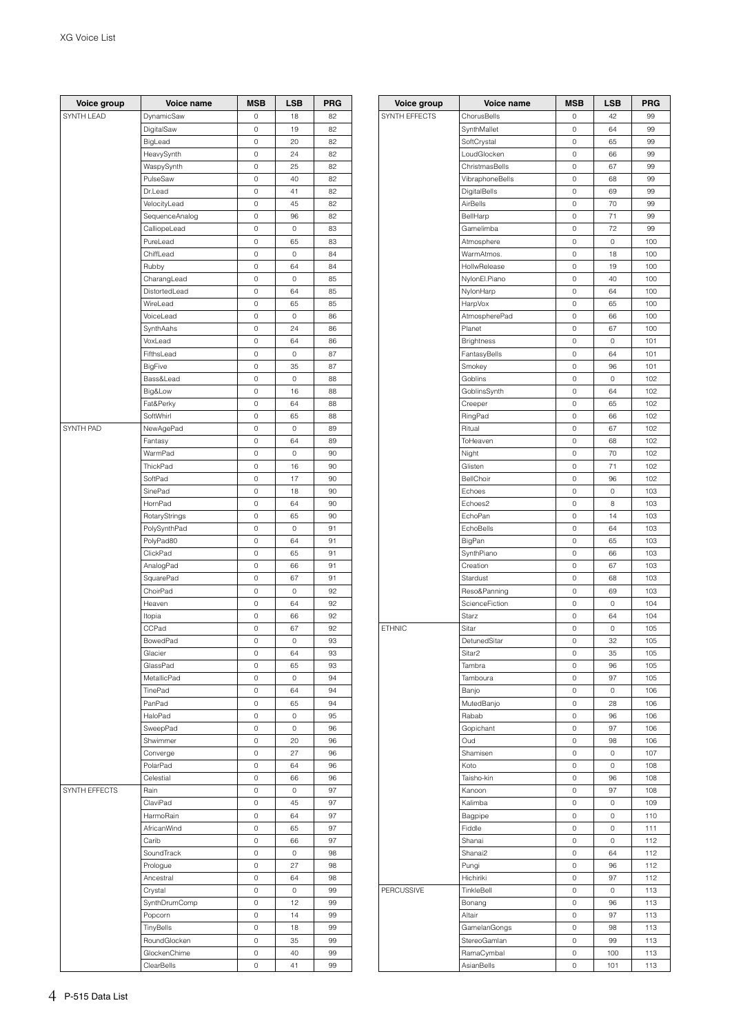| Voice group | Voice name | MSB | LSB | PRG |
|---|---|---|---|---|
| SYNTH LEAD | DynamicSaw | 0 | 18 | 82 |
| | DigitalSaw | 0 | 19 | 82 |
| | BigLead | 0 | 20 | 82 |
| | HeavySynth | 0 | 24 | 82 |
| | WaspySynth | 0 | 25 | 82 |
| | PulseSaw | 0 | 40 | 82 |
| | Dr.Lead | 0 | 41 | 82 |
| | VelocityLead | 0 | 45 | 82 |
| | SequenceAnalog | 0 | 96 | 82 |
| | CalliopeLead | 0 | 0 | 83 |
| | PureLead | 0 | 65 | 83 |
| | ChiffLead | 0 | 0 | 84 |
| | Rubby | 0 | 64 | 84 |
| | CharangLead | 0 | 0 | 85 |
| | DistortedLead | 0 | 64 | 85 |
| | WireLead | 0 | 65 | 85 |
| | VoiceLead | 0 | 0 | 86 |
| | SynthAahs | 0 | 24 | 86 |
| | VoxLead | 0 | 64 | 86 |
| | FifthsLead | 0 | 0 | 87 |
| | BigFive | 0 | 35 | 87 |
| | Bass&Lead | 0 | 0 | 88 |
| | Big&Low | 0 | 16 | 88 |
| | Fat&Perky | 0 | 64 | 88 |
| | SoftWhirl | 0 | 65 | 88 |
| SYNTH PAD | NewAgePad | 0 | 0 | 89 |
| | Fantasy | 0 | 64 | 89 |
| | WarmPad | 0 | 0 | 90 |
| | ThickPad | 0 | 16 | 90 |
| | SoftPad | 0 | 17 | 90 |
| | SinePad | 0 | 18 | 90 |
| | HornPad | 0 | 64 | 90 |
| | RotaryStrings | 0 | 65 | 90 |
| | PolySynthPad | 0 | 0 | 91 |
| | PolyPad80 | 0 | 64 | 91 |
| | ClickPad | 0 | 65 | 91 |
| | AnalogPad | 0 | 66 | 91 |
| | SquarePad | 0 | 67 | 91 |
| | ChoirPad | 0 | 0 | 92 |
| | Heaven | 0 | 64 | 92 |
| | Itopia | 0 | 66 | 92 |
| | CCPad | 0 | 67 | 92 |
| | BowedPad | 0 | 0 | 93 |
| | Glacier | 0 | 64 | 93 |
| | GlassPad | 0 | 65 | 93 |
| | MetallicPad | 0 | 0 | 94 |
| | TinePad | 0 | 64 | 94 |
| | PanPad | 0 | 65 | 94 |
| | HaloPad | 0 | 0 | 95 |
| | SweepPad | 0 | 0 | 96 |
| | Shwimmer | 0 | 20 | 96 |
| | Converge | 0 | 27 | 96 |
| | PolarPad | 0 | 64 | 96 |
| | Celestial | 0 | 66 | 96 |
| SYNTH EFFECTS | Rain | 0 | 0 | 97 |
| | ClaviPad | 0 | 45 | 97 |
| | HarmoRain | 0 | 64 | 97 |
| | AfricanWind | 0 | 65 | 97 |
| | Carib | 0 | 66 | 97 |
| | SoundTrack | 0 | 0 | 98 |
| | Prologue | 0 | 27 | 98 |
| | Ancestral | 0 | 64 | 98 |
| | Crystal | 0 | 0 | 99 |
| | SynthDrumComp | 0 | 12 | 99 |
| | Popcorn | 0 | 14 | 99 |
| | TinyBells | 0 | 18 | 99 |
| | RoundGlocken | 0 | 35 | 99 |
| | GlockenChime | 0 | 40 | 99 |
| | ClearBells | 0 | 41 | 99 |

| Voice group | Voice name | MSB | LSB | PRG |
|---|---|---|---|---|
| SYNTH EFFECTS | ChorusBells | 0 | 42 | 99 |
| | SynthMallet | 0 | 64 | 99 |
| | SoftCrystal | 0 | 65 | 99 |
| | LoudGlocken | 0 | 66 | 99 |
| | ChristmasBells | 0 | 67 | 99 |
| | VibraphoneBells | 0 | 68 | 99 |
| | DigitalBells | 0 | 69 | 99 |
| | AirBells | 0 | 70 | 99 |
| | BellHarp | 0 | 71 | 99 |
| | Gamelimba | 0 | 72 | 99 |
| | Atmosphere | 0 | 0 | 100 |
| | WarmAtmos. | 0 | 18 | 100 |
| | HollwRelease | 0 | 19 | 100 |
| | NylonEl.Piano | 0 | 40 | 100 |
| | NylonHarp | 0 | 64 | 100 |
| | HarpVox | 0 | 65 | 100 |
| | AtmospherePad | 0 | 66 | 100 |
| | Planet | 0 | 67 | 100 |
| | Brightness | 0 | 0 | 101 |
| | FantasyBells | 0 | 64 | 101 |
| | Smokey | 0 | 96 | 101 |
| | Goblins | 0 | 0 | 102 |
| | GoblinsSynth | 0 | 64 | 102 |
| | Creeper | 0 | 65 | 102 |
| | RingPad | 0 | 66 | 102 |
| | Ritual | 0 | 67 | 102 |
| | ToHeaven | 0 | 68 | 102 |
| | Night | 0 | 70 | 102 |
| | Glisten | 0 | 71 | 102 |
| | BellChoir | 0 | 96 | 102 |
| | Echoes | 0 | 0 | 103 |
| | Echoes2 | 0 | 8 | 103 |
| | EchoPan | 0 | 14 | 103 |
| | EchoBells | 0 | 64 | 103 |
| | BigPan | 0 | 65 | 103 |
| | SynthPiano | 0 | 66 | 103 |
| | Creation | 0 | 67 | 103 |
| | Stardust | 0 | 68 | 103 |
| | Reso&Panning | 0 | 69 | 103 |
| | ScienceFiction | 0 | 0 | 104 |
| | Starz | 0 | 64 | 104 |
| ETHNIC | Sitar | 0 | 0 | 105 |
| | DetunedSitar | 0 | 32 | 105 |
| | Sitar2 | 0 | 35 | 105 |
| | Tambra | 0 | 96 | 105 |
| | Tamboura | 0 | 97 | 105 |
| | Banjo | 0 | 0 | 106 |
| | MutedBanjo | 0 | 28 | 106 |
| | Rabab | 0 | 96 | 106 |
| | Gopichant | 0 | 97 | 106 |
| | Oud | 0 | 98 | 106 |
| | Shamisen | 0 | 0 | 107 |
| | Koto | 0 | 0 | 108 |
| | Taisho-kin | 0 | 96 | 108 |
| | Kanoon | 0 | 97 | 108 |
| | Kalimba | 0 | 0 | 109 |
| | Bagpipe | 0 | 0 | 110 |
| | Fiddle | 0 | 0 | 111 |
| | Shanai | 0 | 0 | 112 |
| | Shanai2 | 0 | 64 | 112 |
| | Pungi | 0 | 96 | 112 |
| | Hichiriki | 0 | 97 | 112 |
| PERCUSSIVE | TinkleBell | 0 | 0 | 113 |
| | Bonang | 0 | 96 | 113 |
| | Altair | 0 | 97 | 113 |
| | GamelanGongs | 0 | 98 | 113 |
| | StereoGamlan | 0 | 99 | 113 |
| | RamaCymbal | 0 | 100 | 113 |
| | AsianBells | 0 | 101 | 113 |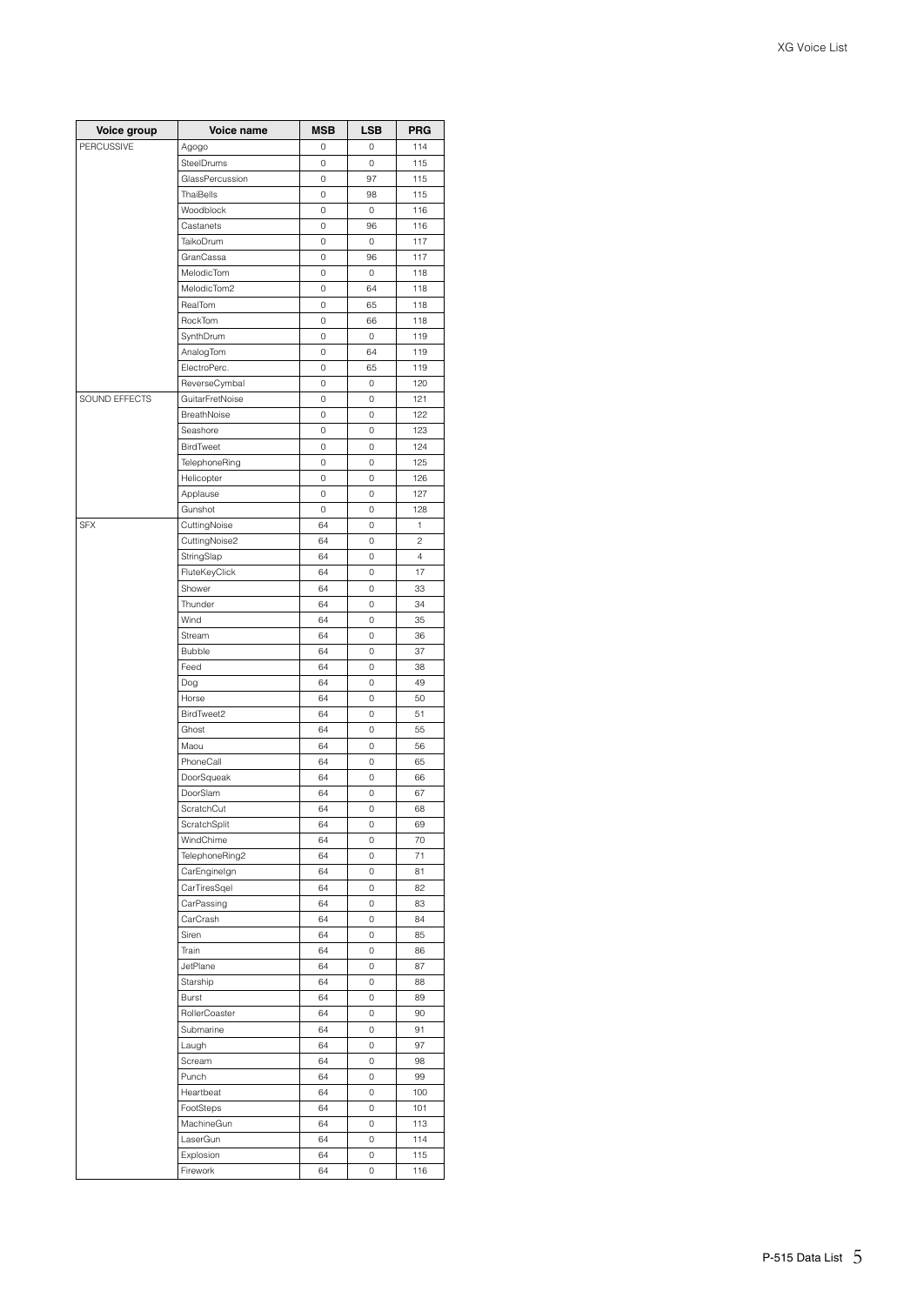| Voice group | Voice name | MSB | LSB | PRG |
|---|---|---|---|---|
| PERCUSSIVE | Agogo | 0 | 0 | 114 |
| | SteelDrums | 0 | 0 | 115 |
| | GlassPercussion | 0 | 97 | 115 |
| | ThaiBells | 0 | 98 | 115 |
| | Woodblock | 0 | 0 | 116 |
| | Castanets | 0 | 96 | 116 |
| | TaikoDrum | 0 | 0 | 117 |
| | GranCassa | 0 | 96 | 117 |
| | MelodicTom | 0 | 0 | 118 |
| | MelodicTom2 | 0 | 64 | 118 |
| | RealTom | 0 | 65 | 118 |
| | RockTom | 0 | 66 | 118 |
| | SynthDrum | 0 | 0 | 119 |
| | AnalogTom | 0 | 64 | 119 |
| | ElectroPerc. | 0 | 65 | 119 |
| | ReverseCymbal | 0 | 0 | 120 |
| SOUND EFFECTS | GuitarFretNoise | 0 | 0 | 121 |
| | BreathNoise | 0 | 0 | 122 |
| | Seashore | 0 | 0 | 123 |
| | BirdTweet | 0 | 0 | 124 |
| | TelephoneRing | 0 | 0 | 125 |
| | Helicopter | 0 | 0 | 126 |
| | Applause | 0 | 0 | 127 |
| | Gunshot | 0 | 0 | 128 |
| SFX | CuttingNoise | 64 | 0 | 1 |
| | CuttingNoise2 | 64 | 0 | 2 |
| | StringSlap | 64 | 0 | 4 |
| | FluteKeyClick | 64 | 0 | 17 |
| | Shower | 64 | 0 | 33 |
| | Thunder | 64 | 0 | 34 |
| | Wind | 64 | 0 | 35 |
| | Stream | 64 | 0 | 36 |
| | Bubble | 64 | 0 | 37 |
| | Feed | 64 | 0 | 38 |
| | Dog | 64 | 0 | 49 |
| | Horse | 64 | 0 | 50 |
| | BirdTweet2 | 64 | 0 | 51 |
| | Ghost | 64 | 0 | 55 |
| | Maou | 64 | 0 | 56 |
| | PhoneCall | 64 | 0 | 65 |
| | DoorSqueak | 64 | 0 | 66 |
| | DoorSlam | 64 | 0 | 67 |
| | ScratchCut | 64 | 0 | 68 |
| | ScratchSplit | 64 | 0 | 69 |
| | WindChime | 64 | 0 | 70 |
| | TelephoneRing2 | 64 | 0 | 71 |
| | CarEngineIgn | 64 | 0 | 81 |
| | CarTiresSqel | 64 | 0 | 82 |
| | CarPassing | 64 | 0 | 83 |
| | CarCrash | 64 | 0 | 84 |
| | Siren | 64 | 0 | 85 |
| | Train | 64 | 0 | 86 |
| | JetPlane | 64 | 0 | 87 |
| | Starship | 64 | 0 | 88 |
| | Burst | 64 | 0 | 89 |
| | RollerCoaster | 64 | 0 | 90 |
| | Submarine | 64 | 0 | 91 |
| | Laugh | 64 | 0 | 97 |
| | Scream | 64 | 0 | 98 |
| | Punch | 64 | 0 | 99 |
| | Heartbeat | 64 | 0 | 100 |
| | FootSteps | 64 | 0 | 101 |
| | MachineGun | 64 | 0 | 113 |
| | LaserGun | 64 | 0 | 114 |
| | Explosion | 64 | 0 | 115 |
| | Firework | 64 | 0 | 116 |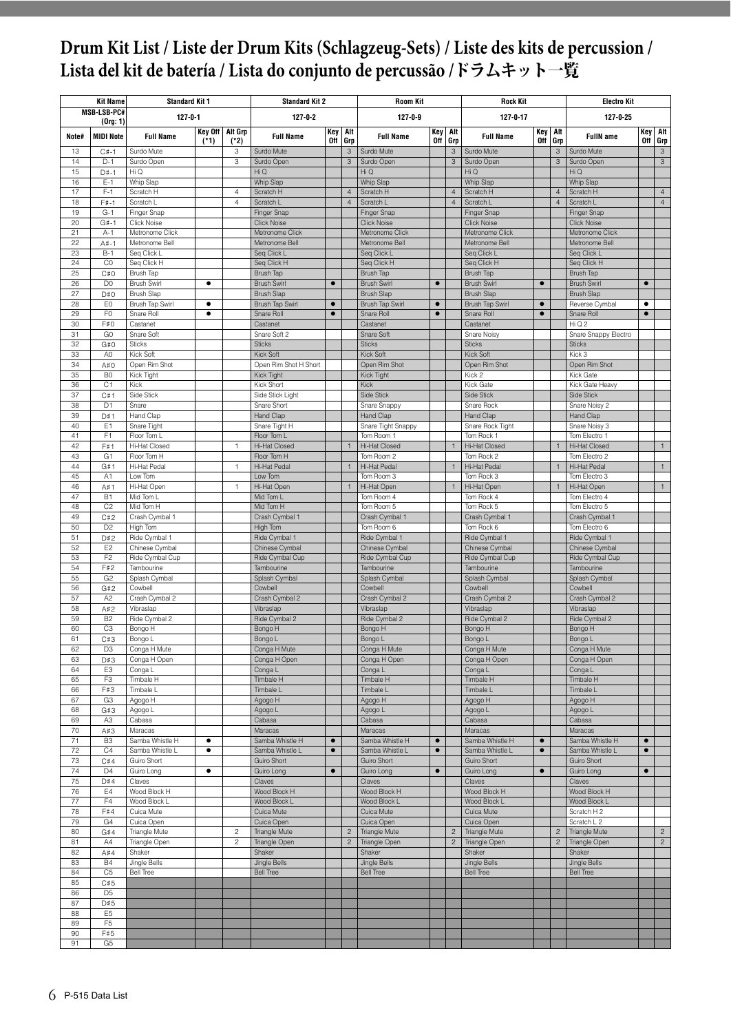# Drum Kit List / Liste der Drum Kits (Schlagzeug-Sets) / Liste des kits de percussion / Lista del kit de batería / Lista do conjunto de percussão / ドラムキット一覧

| | Kit Name | Standard Kit 1 | | | Standard Kit 2 | | | Room Kit | | | Rock Kit | | | Electro Kit | | |
|---|---|---|---|---|---|---|---|---|---|---|---|---|---|---|---|---|
| | MSB-LSB-PC# (Org: 1) | 127-0-1 | | | 127-0-2 | | | 127-0-9 | | | 127-0-17 | | | 127-0-25 | | |
| Note# | MIDI Note | Full Name | Key Off (*1) | Alt Grp (*2) | Full Name | Key Off | Alt Grp | Full Name | Key Off | Alt Grp | Full Name | Key Off | Alt Grp | FullN ame | Key Off | Alt Grp |
| 13 | C#-1 | Surdo Mute | | 3 | Surdo Mute | | 3 | Surdo Mute | | 3 | Surdo Mute | | 3 | Surdo Mute | | 3 |
| 14 | D-1 | Surdo Open | | 3 | Surdo Open | | 3 | Surdo Open | | 3 | Surdo Open | | 3 | Surdo Open | | 3 |
| 15 | D#-1 | Hi Q | | | Hi Q | | | Hi Q | | | Hi Q | | | Hi Q | | |
| 16 | E-1 | Whip Slap | | | Whip Slap | | | Whip Slap | | | Whip Slap | | | Whip Slap | | |
| 17 | F-1 | Scratch H | | 4 | Scratch H | | 4 | Scratch H | | 4 | Scratch H | | 4 | Scratch H | | 4 |
| 18 | F#-1 | Scratch L | | 4 | Scratch L | | 4 | Scratch L | | 4 | Scratch L | | 4 | Scratch L | | 4 |
| 19 | G-1 | Finger Snap | | | Finger Snap | | | Finger Snap | | | Finger Snap | | | Finger Snap | | |
| 20 | G#-1 | Click Noise | | | Click Noise | | | Click Noise | | | Click Noise | | | Click Noise | | |
| 21 | A-1 | Metronome Click | | | Metronome Click | | | Metronome Click | | | Metronome Click | | | Metronome Click | | |
| 22 | A#-1 | Metronome Bell | | | Metronome Bell | | | Metronome Bell | | | Metronome Bell | | | Metronome Bell | | |
| 23 | B-1 | Seq Click L | | | Seq Click L | | | Seq Click L | | | Seq Click L | | | Seq Click L | | |
| 24 | C0 | Seq Click H | | | Seq Click H | | | Seq Click H | | | Seq Click H | | | Seq Click H | | |
| 25 | C#0 | Brush Tap | | | Brush Tap | | | Brush Tap | | | Brush Tap | | | Brush Tap | | |
| 26 | D0 | Brush Swirl | ● | | Brush Swirl | ● | | Brush Swirl | ● | | Brush Swirl | ● | | Brush Swirl | ● | |
| 27 | D#0 | Brush Slap | | | Brush Slap | | | Brush Slap | | | Brush Slap | | | Brush Slap | | |
| 28 | E0 | Brush Tap Swirl | ● | | Brush Tap Swirl | ● | | Brush Tap Swirl | ● | | Brush Tap Swirl | ● | | Reverse Cymbal | ● | |
| 29 | F0 | Snare Roll | ● | | Snare Roll | ● | | Snare Roll | ● | | Snare Roll | ● | | Snare Roll | ● | |
| 30 | F#0 | Castanet | | | Castanet | | | Castanet | | | Castanet | | | Hi Q 2 | | |
| 31 | G0 | Snare Soft | | | Snare Soft 2 | | | Snare Soft | | | Snare Noisy | | | Snare Snappy Electro | | |
| 32 | G#0 | Sticks | | | Sticks | | | Sticks | | | Sticks | | | Sticks | | |
| 33 | A0 | Kick Soft | | | Kick Soft | | | Kick Soft | | | Kick Soft | | | Kick 3 | | |
| 34 | A#0 | Open Rim Shot | | | Open Rim Shot H Short | | | Open Rim Shot | | | Open Rim Shot | | | Open Rim Shot | | |
| 35 | B0 | Kick Tight | | | Kick Tight | | | Kick Tight | | | Kick 2 | | | Kick Gate | | |
| 36 | C1 | Kick | | | Kick Short | | | Kick | | | Kick Gate | | | Kick Gate Heavy | | |
| 37 | C#1 | Side Stick | | | Side Stick Light | | | Side Stick | | | Side Stick | | | Side Stick | | |
| 38 | D1 | Snare | | | Snare Short | | | Snare Snappy | | | Snare Rock | | | Snare Noisy 2 | | |
| 39 | D#1 | Hand Clap | | | Hand Clap | | | Hand Clap | | | Hand Clap | | | Hand Clap | | |
| 40 | E1 | Snare Tight | | | Snare Tight H | | | Snare Tight Snappy | | | Snare Rock Tight | | | Snare Noisy 3 | | |
| 41 | F1 | Floor Tom L | | | Floor Tom L | | | Tom Room 1 | | | Tom Rock 1 | | | Tom Electro 1 | | |
| 42 | F#1 | Hi-Hat Closed | | 1 | Hi-Hat Closed | | 1 | Hi-Hat Closed | | 1 | Hi-Hat Closed | | 1 | Hi-Hat Closed | | 1 |
| 43 | G1 | Floor Tom H | | | Floor Tom H | | | Tom Room 2 | | | Tom Rock 2 | | | Tom Electro 2 | | |
| 44 | G#1 | Hi-Hat Pedal | | 1 | Hi-Hat Pedal | | 1 | Hi-Hat Pedal | | 1 | Hi-Hat Pedal | | 1 | Hi-Hat Pedal | | 1 |
| 45 | A1 | Low Tom | | | Low Tom | | | Tom Room 3 | | | Tom Rock 3 | | | Tom Electro 3 | | |
| 46 | A#1 | Hi-Hat Open | | 1 | Hi-Hat Open | | 1 | Hi-Hat Open | | 1 | Hi-Hat Open | | 1 | Hi-Hat Open | | 1 |
| 47 | B1 | Mid Tom L | | | Mid Tom L | | | Tom Room 4 | | | Tom Rock 4 | | | Tom Electro 4 | | |
| 48 | C2 | Mid Tom H | | | Mid Tom H | | | Tom Room 5 | | | Tom Rock 5 | | | Tom Electro 5 | | |
| 49 | C#2 | Crash Cymbal 1 | | | Crash Cymbal 1 | | | Crash Cymbal 1 | | | Crash Cymbal 1 | | | Crash Cymbal 1 | | |
| 50 | D2 | High Tom | | | High Tom | | | Tom Room 6 | | | Tom Rock 6 | | | Tom Electro 6 | | |
| 51 | D#2 | Ride Cymbal 1 | | | Ride Cymbal 1 | | | Ride Cymbal 1 | | | Ride Cymbal 1 | | | Ride Cymbal 1 | | |
| 52 | E2 | Chinese Cymbal | | | Chinese Cymbal | | | Chinese Cymbal | | | Chinese Cymbal | | | Chinese Cymbal | | |
| 53 | F2 | Ride Cymbal Cup | | | Ride Cymbal Cup | | | Ride Cymbal Cup | | | Ride Cymbal Cup | | | Ride Cymbal Cup | | |
| 54 | F#2 | Tambourine | | | Tambourine | | | Tambourine | | | Tambourine | | | Tambourine | | |
| 55 | G2 | Splash Cymbal | | | Splash Cymbal | | | Splash Cymbal | | | Splash Cymbal | | | Splash Cymbal | | |
| 56 | G#2 | Cowbell | | | Cowbell | | | Cowbell | | | Cowbell | | | Cowbell | | |
| 57 | A2 | Crash Cymbal 2 | | | Crash Cymbal 2 | | | Crash Cymbal 2 | | | Crash Cymbal 2 | | | Crash Cymbal 2 | | |
| 58 | A#2 | Vibraslap | | | Vibraslap | | | Vibraslap | | | Vibraslap | | | Vibraslap | | |
| 59 | B2 | Ride Cymbal 2 | | | Ride Cymbal 2 | | | Ride Cymbal 2 | | | Ride Cymbal 2 | | | Ride Cymbal 2 | | |
| 60 | C3 | Bongo H | | | Bongo H | | | Bongo H | | | Bongo H | | | Bongo H | | |
| 61 | C#3 | Bongo L | | | Bongo L | | | Bongo L | | | Bongo L | | | Bongo L | | |
| 62 | D3 | Conga H Mute | | | Conga H Mute | | | Conga H Mute | | | Conga H Mute | | | Conga H Mute | | |
| 63 | D#3 | Conga H Open | | | Conga H Open | | | Conga H Open | | | Conga H Open | | | Conga H Open | | |
| 64 | E3 | Conga L | | | Conga L | | | Conga L | | | Conga L | | | Conga L | | |
| 65 | F3 | Timbale H | | | Timbale H | | | Timbale H | | | Timbale H | | | Timbale H | | |
| 66 | F#3 | Timbale L | | | Timbale L | | | Timbale L | | | Timbale L | | | Timbale L | | |
| 67 | G3 | Agogo H | | | Agogo H | | | Agogo H | | | Agogo H | | | Agogo H | | |
| 68 | G#3 | Agogo L | | | Agogo L | | | Agogo L | | | Agogo L | | | Agogo L | | |
| 69 | A3 | Cabasa | | | Cabasa | | | Cabasa | | | Cabasa | | | Cabasa | | |
| 70 | A#3 | Maracas | | | Maracas | | | Maracas | | | Maracas | | | Maracas | | |
| 71 | B3 | Samba Whistle H | ● | | Samba Whistle H | ● | | Samba Whistle H | ● | | Samba Whistle H | ● | | Samba Whistle H | ● | |
| 72 | C4 | Samba Whistle L | ● | | Samba Whistle L | ● | | Samba Whistle L | ● | | Samba Whistle L | ● | | Samba Whistle L | ● | |
| 73 | C#4 | Guiro Short | | | Guiro Short | | | Guiro Short | | | Guiro Short | | | Guiro Short | | |
| 74 | D4 | Guiro Long | ● | | Guiro Long | ● | | Guiro Long | ● | | Guiro Long | ● | | Guiro Long | ● | |
| 75 | D#4 | Claves | | | Claves | | | Claves | | | Claves | | | Claves | | |
| 76 | E4 | Wood Block H | | | Wood Block H | | | Wood Block H | | | Wood Block H | | | Wood Block H | | |
| 77 | F4 | Wood Block L | | | Wood Block L | | | Wood Block L | | | Wood Block L | | | Wood Block L | | |
| 78 | F#4 | Cuica Mute | | | Cuica Mute | | | Cuica Mute | | | Cuica Mute | | | Scratch H 2 | | |
| 79 | G4 | Cuica Open | | | Cuica Open | | | Cuica Open | | | Cuica Open | | | Scratch L 2 | | |
| 80 | G#4 | Triangle Mute | | 2 | Triangle Mute | | 2 | Triangle Mute | | 2 | Triangle Mute | | 2 | Triangle Mute | | 2 |
| 81 | A4 | Triangle Open | | 2 | Triangle Open | | 2 | Triangle Open | | 2 | Triangle Open | | 2 | Triangle Open | | 2 |
| 82 | A#4 | Shaker | | | Shaker | | | Shaker | | | Shaker | | | Shaker | | |
| 83 | B4 | Jingle Bells | | | Jingle Bells | | | Jingle Bells | | | Jingle Bells | | | Jingle Bells | | |
| 84 | C5 | Bell Tree | | | Bell Tree | | | Bell Tree | | | Bell Tree | | | Bell Tree | | |
| 85 | C#5 | | | | | | | | | | | | | | | |
| 86 | D5 | | | | | | | | | | | | | | | |
| 87 | D#5 | | | | | | | | | | | | | | | |
| 88 | E5 | | | | | | | | | | | | | | | |
| 89 | F5 | | | | | | | | | | | | | | | |
| 90 | F#5 | | | | | | | | | | | | | | | |
| 91 | G5 | | | | | | | | | | | | | | | |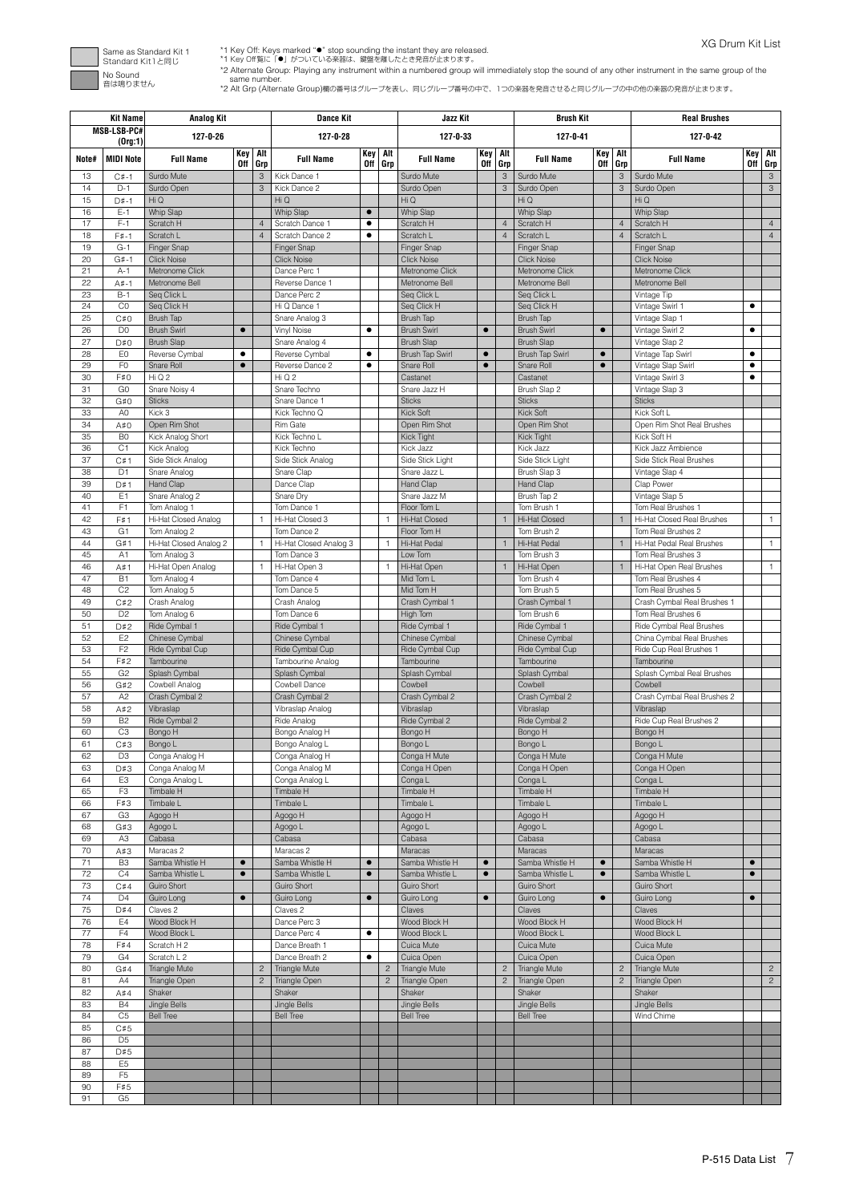# XG Drum Kit List

Same as Standard Kit 1
Standard Kit 1と同じ

No Sound
音は鳴りません

*1 Key Off: Keys marked "●" stop sounding the instant they are released.
*1 Key Off欄に「●」がついている楽器は、鍵盤を離したとき発音が止まります。
*2 Alternate Group: Playing any instrument within a numbered group will immediately stop the sound of any other instrument in the same group of the same number.
*2 Alt Grp (Alternate Group)欄の番号はグループを表し、同じグループ番号の中で、1つの楽器を発音させると同じグループの中の他の楽器の発音が止まります。

| Kit Name | | Analog Kit | | | Dance Kit | | | Jazz Kit | | | Brush Kit | | | Real Brushes | | |
|---|---|---|---|---|---|---|---|---|---|---|---|---|---|---|---|---|
| MSB-LSB-PC# (Org:1) | | 127-0-26 | | | 127-0-28 | | | 127-0-33 | | | 127-0-41 | | | 127-0-42 | | |
| Note# | MIDI Note | Full Name | Key Off | Alt Grp | Full Name | Key Off | Alt Grp | Full Name | Key Off | Alt Grp | Full Name | Key Off | Alt Grp | Full Name | Key Off | Alt Grp |
| 13 | C#-1 | Surdo Mute | | 3 | Kick Dance 1 | | | Surdo Mute | | 3 | Surdo Mute | | 3 | Surdo Mute | | 3 |
| 14 | D-1 | Surdo Open | | 3 | Kick Dance 2 | | | Surdo Open | | 3 | Surdo Open | | 3 | Surdo Open | | 3 |
| 15 | D#-1 | Hi Q | | | Hi Q | | | Hi Q | | | Hi Q | | | Hi Q | | |
| 16 | E-1 | Whip Slap | | | Whip Slap | ● | | Whip Slap | | | Whip Slap | | | Whip Slap | | |
| 17 | F-1 | Scratch H | | 4 | Scratch Dance 1 | ● | | Scratch H | | 4 | Scratch H | | 4 | Scratch H | | 4 |
| 18 | F#-1 | Scratch L | | 4 | Scratch Dance 2 | ● | | Scratch L | | 4 | Scratch L | | 4 | Scratch L | | 4 |
| 19 | G-1 | Finger Snap | | | Finger Snap | | | Finger Snap | | | Finger Snap | | | Finger Snap | | |
| 20 | G#-1 | Click Noise | | | Click Noise | | | Click Noise | | | Click Noise | | | Click Noise | | |
| 21 | A-1 | Metronome Click | | | Dance Perc 1 | | | Metronome Click | | | Metronome Click | | | Metronome Click | | |
| 22 | A#-1 | Metronome Bell | | | Reverse Dance 1 | | | Metronome Bell | | | Metronome Bell | | | Metronome Bell | | |
| 23 | B-1 | Seq Click L | | | Dance Perc 2 | | | Seq Click L | | | Seq Click L | | | Vintage Tip | | |
| 24 | C0 | Seq Click H | | | Hi Q Dance 1 | | | Seq Click H | | | Seq Click H | | | Vintage Swirl 1 | ● | |
| 25 | C#0 | Brush Tap | | | Snare Analog 3 | | | Brush Tap | | | Brush Tap | | | Vintage Slap 1 | | |
| 26 | D0 | Brush Swirl | ● | | Vinyl Noise | ● | | Brush Swirl | ● | | Brush Swirl | ● | | Vintage Swirl 2 | ● | |
| 27 | D#0 | Brush Slap | | | Snare Analog 4 | | | Brush Slap | | | Brush Slap | | | Vintage Slap 2 | | |
| 28 | E0 | Reverse Cymbal | ● | | Reverse Cymbal | ● | | Brush Tap Swirl | ● | | Brush Tap Swirl | ● | | Vintage Tap Swirl | ● | |
| 29 | F0 | Snare Roll | ● | | Reverse Dance 2 | ● | | Snare Roll | ● | | Snare Roll | ● | | Vintage Slap Swirl | ● | |
| 30 | F#0 | Hi Q 2 | | | Hi Q 2 | | | Castanet | | | Castanet | | | Vintage Swirl 3 | ● | |
| 31 | G0 | Snare Noisy 4 | | | Snare Techno | | | Snare Jazz H | | | Brush Slap 2 | | | Vintage Slap 3 | | |
| 32 | G#0 | Sticks | | | Snare Dance 1 | | | Sticks | | | Sticks | | | Sticks | | |
| 33 | A0 | Kick 3 | | | Kick Techno Q | | | Kick Soft | | | Kick Soft | | | Kick Soft L | | |
| 34 | A#0 | Open Rim Shot | | | Rim Gate | | | Open Rim Shot | | | Open Rim Shot | | | Open Rim Shot Real Brushes | | |
| 35 | B0 | Kick Analog Short | | | Kick Techno L | | | Kick Tight | | | Kick Tight | | | Kick Soft H | | |
| 36 | C1 | Kick Analog | | | Kick Techno | | | Kick Jazz | | | Kick Jazz | | | Kick Jazz Ambience | | |
| 37 | C#1 | Side Stick Analog | | | Side Stick Analog | | | Side Stick Light | | | Side Stick Light | | | Side Stick Real Brushes | | |
| 38 | D1 | Snare Analog | | | Snare Clap | | | Snare Jazz L | | | Brush Slap 3 | | | Vintage Slap 4 | | |
| 39 | D#1 | Hand Clap | | | Dance Clap | | | Hand Clap | | | Hand Clap | | | Clap Power | | |
| 40 | E1 | Snare Analog 2 | | | Snare Dry | | | Snare Jazz M | | | Brush Tap 2 | | | Vintage Slap 5 | | |
| 41 | F1 | Tom Analog 1 | | | Tom Dance 1 | | | Floor Tom L | | | Tom Brush 1 | | | Tom Real Brushes 1 | | |
| 42 | F#1 | Hi-Hat Closed Analog | | 1 | Hi-Hat Closed 3 | | 1 | Hi-Hat Closed | | 1 | Hi-Hat Closed | | 1 | Hi-Hat Closed Real Brushes | | 1 |
| 43 | G1 | Tom Analog 2 | | | Tom Dance 2 | | | Floor Tom H | | | Tom Brush 2 | | | Tom Real Brushes 2 | | |
| 44 | G#1 | Hi-Hat Closed Analog 2 | | 1 | Hi-Hat Closed Analog 3 | | 1 | Hi-Hat Pedal | | 1 | Hi-Hat Pedal | | 1 | Hi-Hat Pedal Real Brushes | | 1 |
| 45 | A1 | Tom Analog 3 | | | Tom Dance 3 | | | Low Tom | | | Tom Brush 3 | | | Tom Real Brushes 3 | | |
| 46 | A#1 | Hi-Hat Open Analog | | 1 | Hi-Hat Open 3 | | 1 | Hi-Hat Open | | 1 | Hi-Hat Open | | 1 | Hi-Hat Open Real Brushes | | 1 |
| 47 | B1 | Tom Analog 4 | | | Tom Dance 4 | | | Mid Tom L | | | Tom Brush 4 | | | Tom Real Brushes 4 | | |
| 48 | C2 | Tom Analog 5 | | | Tom Dance 5 | | | Mid Tom H | | | Tom Brush 5 | | | Tom Real Brushes 5 | | |
| 49 | C#2 | Crash Analog | | | Crash Analog | | | Crash Cymbal 1 | | | Crash Cymbal 1 | | | Crash Cymbal Real Brushes 1 | | |
| 50 | D2 | Tom Analog 6 | | | Tom Dance 6 | | | High Tom | | | Tom Brush 6 | | | Tom Real Brushes 6 | | |
| 51 | D#2 | Ride Cymbal 1 | | | Ride Cymbal 1 | | | Ride Cymbal 1 | | | Ride Cymbal 1 | | | Ride Cymbal Real Brushes | | |
| 52 | E2 | Chinese Cymbal | | | Chinese Cymbal | | | Chinese Cymbal | | | Chinese Cymbal | | | China Cymbal Real Brushes | | |
| 53 | F2 | Ride Cymbal Cup | | | Ride Cymbal Cup | | | Ride Cymbal Cup | | | Ride Cymbal Cup | | | Ride Cup Real Brushes 1 | | |
| 54 | F#2 | Tambourine | | | Tambourine Analog | | | Tambourine | | | Tambourine | | | Tambourine | | |
| 55 | G2 | Splash Cymbal | | | Splash Cymbal | | | Splash Cymbal | | | Splash Cymbal | | | Splash Cymbal Real Brushes | | |
| 56 | G#2 | Cowbell Analog | | | Cowbell Dance | | | Cowbell | | | Cowbell | | | Cowbell | | |
| 57 | A2 | Crash Cymbal 2 | | | Crash Cymbal 2 | | | Crash Cymbal 2 | | | Crash Cymbal 2 | | | Crash Cymbal Real Brushes 2 | | |
| 58 | A#2 | Vibraslap | | | Vibraslap Analog | | | Vibraslap | | | Vibraslap | | | Vibraslap | | |
| 59 | B2 | Ride Cymbal 2 | | | Ride Analog | | | Ride Cymbal 2 | | | Ride Cymbal 2 | | | Ride Cup Real Brushes 2 | | |
| 60 | C3 | Bongo H | | | Bongo Analog H | | | Bongo H | | | Bongo H | | | Bongo H | | |
| 61 | C#3 | Bongo L | | | Bongo Analog L | | | Bongo L | | | Bongo L | | | Bongo L | | |
| 62 | D3 | Conga Analog H | | | Conga Analog H | | | Conga H Mute | | | Conga H Mute | | | Conga H Mute | | |
| 63 | D#3 | Conga Analog M | | | Conga Analog M | | | Conga H Open | | | Conga H Open | | | Conga H Open | | |
| 64 | E3 | Conga Analog L | | | Conga Analog L | | | Conga L | | | Conga L | | | Conga L | | |
| 65 | F3 | Timbale H | | | Timbale H | | | Timbale H | | | Timbale H | | | Timbale H | | |
| 66 | F#3 | Timbale L | | | Timbale L | | | Timbale L | | | Timbale L | | | Timbale L | | |
| 67 | G3 | Agogo H | | | Agogo H | | | Agogo H | | | Agogo H | | | Agogo H | | |
| 68 | G#3 | Agogo L | | | Agogo L | | | Agogo L | | | Agogo L | | | Agogo L | | |
| 69 | A3 | Cabasa | | | Cabasa | | | Cabasa | | | Cabasa | | | Cabasa | | |
| 70 | A#3 | Maracas 2 | | | Maracas 2 | | | Maracas | | | Maracas | | | Maracas | | |
| 71 | B3 | Samba Whistle H | ● | | Samba Whistle H | ● | | Samba Whistle H | ● | | Samba Whistle H | ● | | Samba Whistle H | ● | |
| 72 | C4 | Samba Whistle L | ● | | Samba Whistle L | ● | | Samba Whistle L | ● | | Samba Whistle L | ● | | Samba Whistle L | ● | |
| 73 | C#4 | Guiro Short | | | Guiro Short | | | Guiro Short | | | Guiro Short | | | Guiro Short | | |
| 74 | D4 | Guiro Long | ● | | Guiro Long | ● | | Guiro Long | ● | | Guiro Long | ● | | Guiro Long | ● | |
| 75 | D#4 | Claves 2 | | | Claves 2 | | | Claves | | | Claves | | | Claves | | |
| 76 | E4 | Wood Block H | | | Dance Perc 3 | | | Wood Block H | | | Wood Block H | | | Wood Block H | | |
| 77 | F4 | Wood Block L | | | Dance Perc 4 | ● | | Wood Block L | | | Wood Block L | | | Wood Block L | | |
| 78 | F#4 | Scratch H 2 | | | Dance Breath 1 | | | Cuica Mute | | | Cuica Mute | | | Cuica Mute | | |
| 79 | G4 | Scratch L 2 | | | Dance Breath 2 | ● | | Cuica Open | | | Cuica Open | | | Cuica Open | | |
| 80 | G#4 | Triangle Mute | | 2 | Triangle Mute | | 2 | Triangle Mute | | 2 | Triangle Mute | | 2 | Triangle Mute | | 2 |
| 81 | A4 | Triangle Open | | 2 | Triangle Open | | 2 | Triangle Open | | 2 | Triangle Open | | 2 | Triangle Open | | 2 |
| 82 | A#4 | Shaker | | | Shaker | | | Shaker | | | Shaker | | | Shaker | | |
| 83 | B4 | Jingle Bells | | | Jingle Bells | | | Jingle Bells | | | Jingle Bells | | | Jingle Bells | | |
| 84 | C5 | Bell Tree | | | Bell Tree | | | Bell Tree | | | Bell Tree | | | Wind Chime | | |
| 85 | C#5 | | | | | | | | | | | | | | | |
| 86 | D5 | | | | | | | | | | | | | | | |
| 87 | D#5 | | | | | | | | | | | | | | | |
| 88 | E5 | | | | | | | | | | | | | | | |
| 89 | F5 | | | | | | | | | | | | | | | |
| 90 | F#5 | | | | | | | | | | | | | | | |
| 91 | G5 | | | | | | | | | | | | | | | |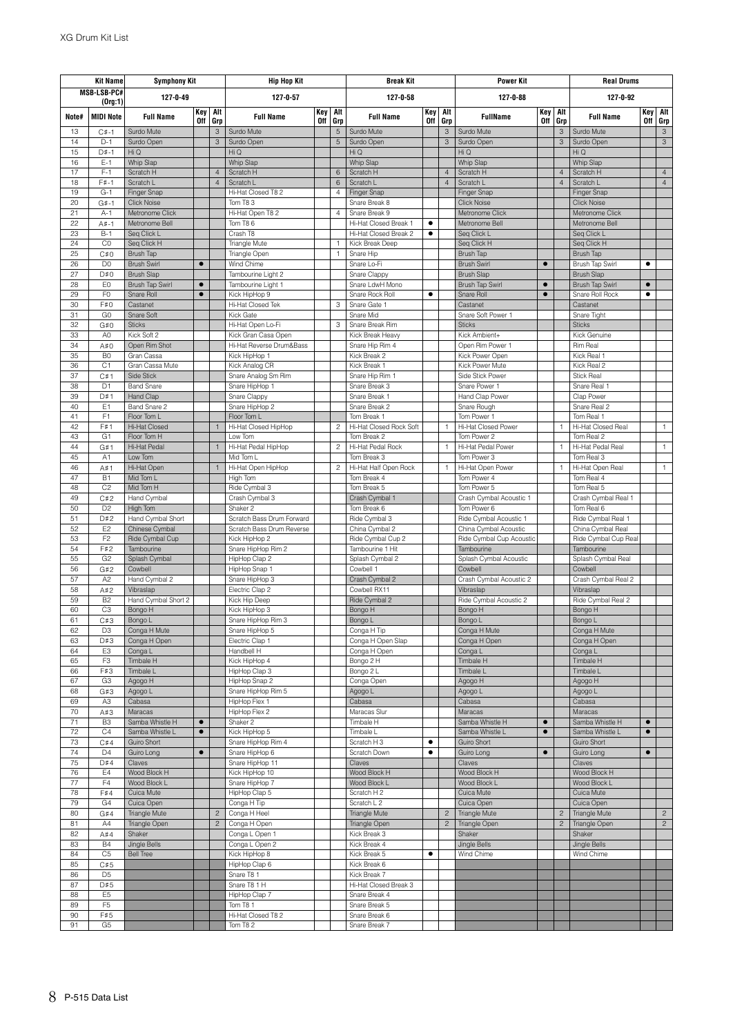# XG Drum Kit List

| Kit Name | | Symphony Kit | | | Hip Hop Kit | | | Break Kit | | | Power Kit | | | Real Drums | | |
|---|---|---|---|---|---|---|---|---|---|---|---|---|---|---|---|---|
| MSB-LSB-PC# (Org:1) | | 127-0-49 | | | 127-0-57 | | | 127-0-58 | | | 127-0-88 | | | 127-0-92 | | |
| Note# | MIDI Note | Full Name | Key Off | Alt Grp | Full Name | Key Off | Alt Grp | Full Name | Key Off | Alt Grp | FullName | Key Off | Alt Grp | Full Name | Key Off | Alt Grp |
| 13 | C♯-1 | Surdo Mute | | 3 | Surdo Mute | | 5 | Surdo Mute | | 3 | Surdo Mute | | 3 | Surdo Mute | | 3 |
| 14 | D-1 | Surdo Open | | 3 | Surdo Open | | 5 | Surdo Open | | 3 | Surdo Open | | 3 | Surdo Open | | 3 |
| 15 | D♯-1 | Hi Q | | | Hi Q | | | Hi Q | | | Hi Q | | | Hi Q | | |
| 16 | E-1 | Whip Slap | | | Whip Slap | | | Whip Slap | | | Whip Slap | | | Whip Slap | | |
| 17 | F-1 | Scratch H | | 4 | Scratch H | | 6 | Scratch H | | 4 | Scratch H | | 4 | Scratch H | | 4 |
| 18 | F♯-1 | Scratch L | | 4 | Scratch L | | 6 | Scratch L | | 4 | Scratch L | | 4 | Scratch L | | 4 |
| 19 | G-1 | Finger Snap | | | Hi-Hat Closed T8 2 | | 4 | Finger Snap | | | Finger Snap | | | Finger Snap | | |
| 20 | G♯-1 | Click Noise | | | Tom T8 3 | | | Snare Break 8 | | | Click Noise | | | Click Noise | | |
| 21 | A-1 | Metronome Click | | | Hi-Hat Open T8 2 | | 4 | Snare Break 9 | | | Metronome Click | | | Metronome Click | | |
| 22 | A♯-1 | Metronome Bell | | | Tom T8 6 | | | Hi-Hat Closed Break 1 | ● | | Metronome Bell | | | Metronome Bell | | |
| 23 | B-1 | Seq Click L | | | Crash T8 | | | Hi-Hat Closed Break 2 | ● | | Seq Click L | | | Seq Click L | | |
| 24 | C0 | Seq Click H | | | Triangle Mute | | 1 | Kick Break Deep | | | Seq Click H | | | Seq Click H | | |
| 25 | C♯0 | Brush Tap | | | Triangle Open | | 1 | Snare Hip | | | Brush Tap | | | Brush Tap | | |
| 26 | D0 | Brush Swirl | ● | | Wind Chime | | | Snare Lo-Fi | | | Brush Swirl | ● | | Brush Tap Swirl | ● | |
| 27 | D♯0 | Brush Slap | | | Tambourine Light 2 | | | Snare Clappy | | | Brush Slap | | | Brush Slap | | |
| 28 | E0 | Brush Tap Swirl | ● | | Tambourine Light 1 | | | Snare LdwH Mono | | | Brush Tap Swirl | ● | | Brush Tap Swirl | ● | |
| 29 | F0 | Snare Roll | ● | | Kick HipHop 9 | | | Snare Rock Roll | ● | | Snare Roll | ● | | Snare Roll Rock | ● | |
| 30 | F♯0 | Castanet | | | Hi-Hat Closed Tek | | 3 | Snare Gate 1 | | | Castanet | | | Castanet | | |
| 31 | G0 | Snare Soft | | | Kick Gate | | | Snare Mid | | | Snare Soft Power 1 | | | Snare Tight | | |
| 32 | G♯0 | Sticks | | | Hi-Hat Open Lo-Fi | | 3 | Snare Break Rim | | | Sticks | | | Sticks | | |
| 33 | A0 | Kick Soft 2 | | | Kick Gran Casa Open | | | Kick Break Heavy | | | Kick Ambient+ | | | Kick Genuine | | |
| 34 | A♯0 | Open Rim Shot | | | Hi-Hat Reverse Drum&Bass | | | Snare Hip Rim 4 | | | Open Rim Power 1 | | | Rim Real | | |
| 35 | B0 | Gran Cassa | | | Kick HipHop 1 | | | Kick Break 2 | | | Kick Power Open | | | Kick Real 1 | | |
| 36 | C1 | Gran Cassa Mute | | | Kick Analog CR | | | Kick Break 1 | | | Kick Power Mute | | | Kick Real 2 | | |
| 37 | C♯1 | Side Stick | | | Snare Analog Sm Rim | | | Snare Hip Rim 1 | | | Side Stick Power | | | Stick Real | | |
| 38 | D1 | Band Snare | | | Snare HipHop 1 | | | Snare Break 3 | | | Snare Power 1 | | | Snare Real 1 | | |
| 39 | D♯1 | Hand Clap | | | Snare Clappy | | | Snare Break 1 | | | Hand Clap Power | | | Clap Power | | |
| 40 | E1 | Band Snare 2 | | | Snare HipHop 2 | | | Snare Break 2 | | | Snare Rough | | | Snare Real 2 | | |
| 41 | F1 | Floor Tom L | | | Floor Tom L | | | Tom Break 1 | | | Tom Power 1 | | | Tom Real 1 | | |
| 42 | F♯1 | Hi-Hat Closed | | 1 | Hi-Hat Closed HipHop | | 2 | Hi-Hat Closed Rock Soft | | 1 | Hi-Hat Closed Power | | 1 | Hi-Hat Closed Real | | 1 |
| 43 | G1 | Floor Tom H | | | Low Tom | | | Tom Break 2 | | | Tom Power 2 | | | Tom Real 2 | | |
| 44 | G♯1 | Hi-Hat Pedal | | 1 | Hi-Hat Pedal HipHop | | 2 | Hi-Hat Pedal Rock | | 1 | Hi-Hat Pedal Power | | 1 | Hi-Hat Pedal Real | | 1 |
| 45 | A1 | Low Tom | | | Mid Tom L | | | Tom Break 3 | | | Tom Power 3 | | | Tom Real 3 | | |
| 46 | A♯1 | Hi-Hat Open | | 1 | Hi-Hat Open HipHop | | 2 | Hi-Hat Half Open Rock | | 1 | Hi-Hat Open Power | | 1 | Hi-Hat Open Real | | 1 |
| 47 | B1 | Mid Tom L | | | High Tom | | | Tom Break 4 | | | Tom Power 4 | | | Tom Real 4 | | |
| 48 | C2 | Mid Tom H | | | Ride Cymbal 3 | | | Tom Break 5 | | | Tom Power 5 | | | Tom Real 5 | | |
| 49 | C♯2 | Hand Cymbal | | | Crash Cymbal 3 | | | Crash Cymbal 1 | | | Crash Cymbal Acoustic 1 | | | Crash Cymbal Real 1 | | |
| 50 | D2 | High Tom | | | Shaker 2 | | | Tom Break 6 | | | Tom Power 6 | | | Tom Real 6 | | |
| 51 | D♯2 | Hand Cymbal Short | | | Scratch Bass Drum Forward | | | Ride Cymbal 3 | | | Ride Cymbal Acoustic 1 | | | Ride Cymbal Real 1 | | |
| 52 | E2 | Chinese Cymbal | | | Scratch Bass Drum Reverse | | | China Cymbal 2 | | | China Cymbal Acoustic | | | China Cymbal Real | | |
| 53 | F2 | Ride Cymbal Cup | | | Kick HipHop 2 | | | Ride Cymbal Cup 2 | | | Ride Cymbal Cup Acoustic | | | Ride Cymbal Cup Real | | |
| 54 | F♯2 | Tambourine | | | Snare HipHop Rim 2 | | | Tambourine 1 Hit | | | Tambourine | | | Tambourine | | |
| 55 | G2 | Splash Cymbal | | | HipHop Clap 2 | | | Splash Cymbal 2 | | | Splash Cymbal Acoustic | | | Splash Cymbal Real | | |
| 56 | G♯2 | Cowbell | | | HipHop Snap 1 | | | Cowbell 1 | | | Cowbell | | | Cowbell | | |
| 57 | A2 | Hand Cymbal 2 | | | Snare HipHop 3 | | | Crash Cymbal 2 | | | Crash Cymbal Acoustic 2 | | | Crash Cymbal Real 2 | | |
| 58 | A♯2 | Vibraslap | | | Electric Clap 2 | | | Cowbell RX11 | | | Vibraslap | | | Vibraslap | | |
| 59 | B2 | Hand Cymbal Short 2 | | | Kick Hip Deep | | | Ride Cymbal 2 | | | Ride Cymbal Acoustic 2 | | | Ride Cymbal Real 2 | | |
| 60 | C3 | Bongo H | | | Kick HipHop 3 | | | Bongo H | | | Bongo H | | | Bongo H | | |
| 61 | C♯3 | Bongo L | | | Snare HipHop Rim 3 | | | Bongo L | | | Bongo L | | | Bongo L | | |
| 62 | D3 | Conga H Mute | | | Snare HipHop 5 | | | Conga H Tip | | | Conga H Mute | | | Conga H Mute | | |
| 63 | D♯3 | Conga H Open | | | Electric Clap 1 | | | Conga H Open Slap | | | Conga H Open | | | Conga H Open | | |
| 64 | E3 | Conga L | | | Handbell H | | | Conga H Open | | | Conga L | | | Conga L | | |
| 65 | F3 | Timbale H | | | Kick HipHop 4 | | | Bongo 2 H | | | Timbale H | | | Timbale H | | |
| 66 | F♯3 | Timbale L | | | HipHop Clap 3 | | | Bongo 2 L | | | Timbale L | | | Timbale L | | |
| 67 | G3 | Agogo H | | | HipHop Snap 2 | | | Conga Open | | | Agogo H | | | Agogo H | | |
| 68 | G♯3 | Agogo L | | | Snare HipHop Rim 5 | | | Agogo L | | | Agogo L | | | Agogo L | | |
| 69 | A3 | Cabasa | | | HipHop Flex 1 | | | Cabasa | | | Cabasa | | | Cabasa | | |
| 70 | A♯3 | Maracas | | | HipHop Flex 2 | | | Maracas Slur | | | Maracas | | | Maracas | | |
| 71 | B3 | Samba Whistle H | ● | | Shaker 2 | | | Timbale H | | | Samba Whistle H | ● | | Samba Whistle H | ● | |
| 72 | C4 | Samba Whistle L | ● | | Kick HipHop 5 | | | Timbale L | | | Samba Whistle L | ● | | Samba Whistle L | ● | |
| 73 | C♯4 | Guiro Short | | | Snare HipHop Rim 4 | | | Scratch H 3 | ● | | Guiro Short | | | Guiro Short | | |
| 74 | D4 | Guiro Long | ● | | Snare HipHop 6 | | | Scratch Down | ● | | Guiro Long | ● | | Guiro Long | ● | |
| 75 | D♯4 | Claves | | | Snare HipHop 11 | | | Claves | | | Claves | | | Claves | | |
| 76 | E4 | Wood Block H | | | Kick HipHop 10 | | | Wood Block H | | | Wood Block H | | | Wood Block H | | |
| 77 | F4 | Wood Block L | | | Snare HipHop 7 | | | Wood Block L | | | Wood Block L | | | Wood Block L | | |
| 78 | F♯4 | Cuica Mute | | | HipHop Clap 5 | | | Scratch H 2 | | | Cuica Mute | | | Cuica Mute | | |
| 79 | G4 | Cuica Open | | | Conga H Tip | | | Scratch L 2 | | | Cuica Open | | | Cuica Open | | |
| 80 | G♯4 | Triangle Mute | | 2 | Conga H Heel | | | Triangle Mute | | 2 | Triangle Mute | | 2 | Triangle Mute | | 2 |
| 81 | A4 | Triangle Open | | 2 | Conga H Open | | | Triangle Open | | 2 | Triangle Open | | 2 | Triangle Open | | 2 |
| 82 | A♯4 | Shaker | | | Conga L Open 1 | | | Kick Break 3 | | | Shaker | | | Shaker | | |
| 83 | B4 | Jingle Bells | | | Conga L Open 2 | | | Kick Break 4 | | | Jingle Bells | | | Jingle Bells | | |
| 84 | C5 | Bell Tree | | | Kick HipHop 8 | | | Kick Break 5 | ● | | Wind Chime | | | Wind Chime | | |
| 85 | C♯5 | | | | HipHop Clap 6 | | | Kick Break 6 | | | | | | | | |
| 86 | D5 | | | | Snare T8 1 | | | Kick Break 7 | | | | | | | | |
| 87 | D♯5 | | | | Snare T8 1 H | | | Hi-Hat Closed Break 3 | | | | | | | | |
| 88 | E5 | | | | HipHop Clap 7 | | | Snare Break 4 | | | | | | | | |
| 89 | F5 | | | | Tom T8 1 | | | Snare Break 5 | | | | | | | | |
| 90 | F♯5 | | | | Hi-Hat Closed T8 2 | | | Snare Break 6 | | | | | | | | |
| 91 | G5 | | | | Tom T8 2 | | | Snare Break 7 | | | | | | | | |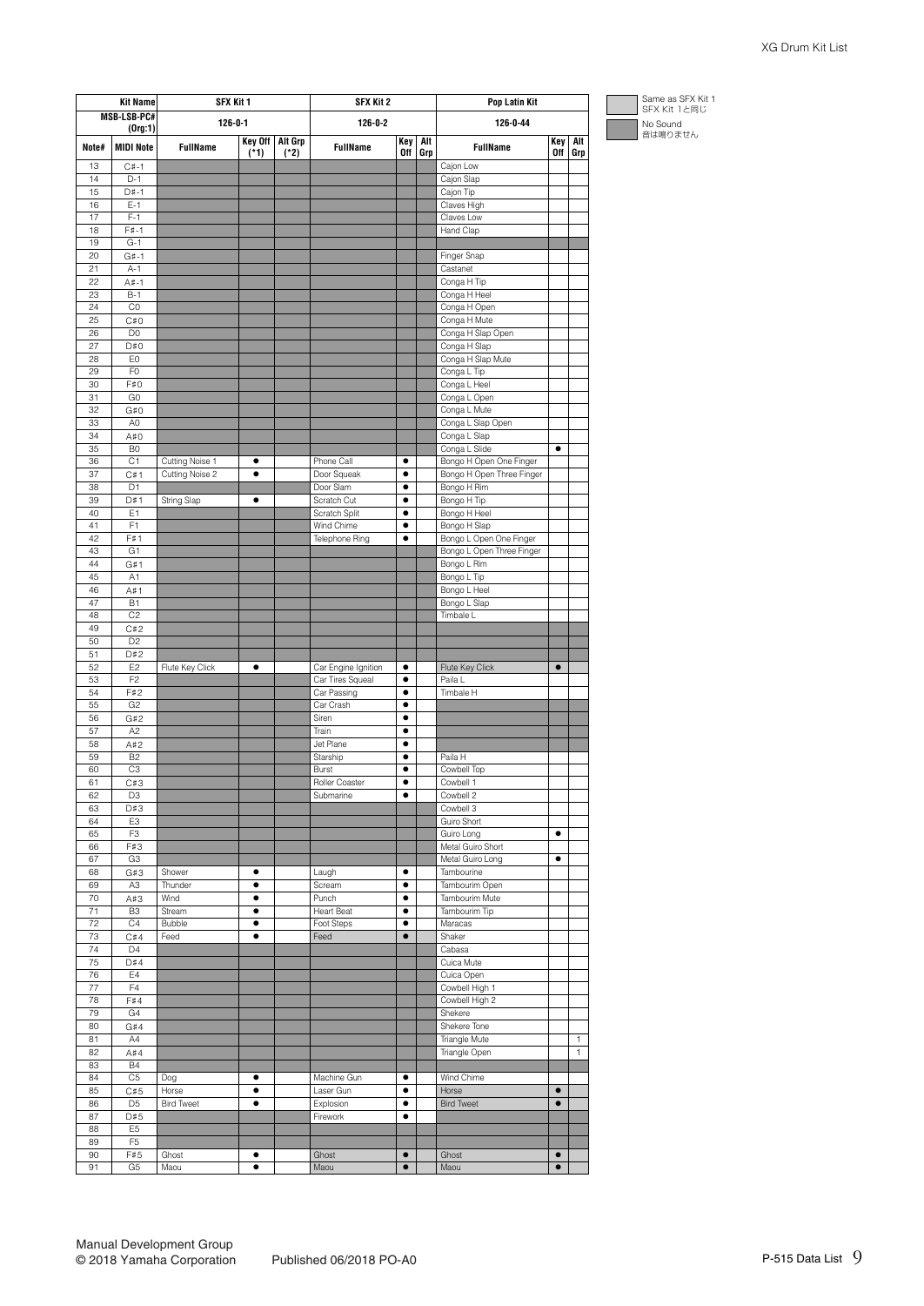| Kit Name | | SFX Kit 1 | | | SFX Kit 2 | | | Pop Latin Kit | | |
|---|---|---|---|---|---|---|---|---|---|---|
| MSB-LSB-PC# (Org:1) | | 126-0-1 | | | 126-0-2 | | | 126-0-44 | | |
| Note# | MIDI Note | FullName | Key Off (*1) | Alt Grp (*2) | FullName | Key Off | Alt Grp | FullName | Key Off | Alt Grp |
| 13 | C♯-1 | | | | | | | Cajon Low | | |
| 14 | D-1 | | | | | | | Cajon Slap | | |
| 15 | D♯-1 | | | | | | | Cajon Tip | | |
| 16 | E-1 | | | | | | | Claves High | | |
| 17 | F-1 | | | | | | | Claves Low | | |
| 18 | F♯-1 | | | | | | | Hand Clap | | |
| 19 | G-1 | | | | | | | | | |
| 20 | G♯-1 | | | | | | | Finger Snap | | |
| 21 | A-1 | | | | | | | Castanet | | |
| 22 | A♯-1 | | | | | | | Conga H Tip | | |
| 23 | B-1 | | | | | | | Conga H Heel | | |
| 24 | C0 | | | | | | | Conga H Open | | |
| 25 | C♯0 | | | | | | | Conga H Mute | | |
| 26 | D0 | | | | | | | Conga H Slap Open | | |
| 27 | D♯0 | | | | | | | Conga H Slap | | |
| 28 | E0 | | | | | | | Conga H Slap Mute | | |
| 29 | F0 | | | | | | | Conga L Tip | | |
| 30 | F♯0 | | | | | | | Conga L Heel | | |
| 31 | G0 | | | | | | | Conga L Open | | |
| 32 | G♯0 | | | | | | | Conga L Mute | | |
| 33 | A0 | | | | | | | Conga L Slap Open | | |
| 34 | A♯0 | | | | | | | Conga L Slap | | |
| 35 | B0 | | | | | | | Conga L Slide | ● | |
| 36 | C1 | Cutting Noise 1 | ● | | Phone Call | ● | | Bongo H Open One Finger | | |
| 37 | C♯1 | Cutting Noise 2 | ● | | Door Squeak | ● | | Bongo H Open Three Finger | | |
| 38 | D1 | | | | Door Slam | ● | | Bongo H Rim | | |
| 39 | D♯1 | String Slap | ● | | Scratch Cut | ● | | Bongo H Tip | | |
| 40 | E1 | | | | Scratch Split | ● | | Bongo H Heel | | |
| 41 | F1 | | | | Wind Chime | ● | | Bongo H Slap | | |
| 42 | F♯1 | | | | Telephone Ring | ● | | Bongo L Open One Finger | | |
| 43 | G1 | | | | | | | Bongo L Open Three Finger | | |
| 44 | G♯1 | | | | | | | Bongo L Rim | | |
| 45 | A1 | | | | | | | Bongo L Tip | | |
| 46 | A♯1 | | | | | | | Bongo L Heel | | |
| 47 | B1 | | | | | | | Bongo L Slap | | |
| 48 | C2 | | | | | | | Timbale L | | |
| 49 | C♯2 | | | | | | | | | |
| 50 | D2 | | | | | | | | | |
| 51 | D♯2 | | | | | | | | | |
| 52 | E2 | Flute Key Click | ● | | Car Engine Ignition | ● | | Flute Key Click | ● | |
| 53 | F2 | | | | Car Tires Squeal | ● | | Paila L | | |
| 54 | F♯2 | | | | Car Passing | ● | | Timbale H | | |
| 55 | G2 | | | | Car Crash | ● | | | | |
| 56 | G♯2 | | | | Siren | ● | | | | |
| 57 | A2 | | | | Train | ● | | | | |
| 58 | A♯2 | | | | Jet Plane | ● | | | | |
| 59 | B2 | | | | Starship | ● | | Paila H | | |
| 60 | C3 | | | | Burst | ● | | Cowbell Top | | |
| 61 | C♯3 | | | | Roller Coaster | ● | | Cowbell 1 | | |
| 62 | D3 | | | | Submarine | ● | | Cowbell 2 | | |
| 63 | D♯3 | | | | | | | Cowbell 3 | | |
| 64 | E3 | | | | | | | Guiro Short | | |
| 65 | F3 | | | | | | | Guiro Long | ● | |
| 66 | F♯3 | | | | | | | Metal Guiro Short | | |
| 67 | G3 | | | | | | | Metal Guiro Long | ● | |
| 68 | G♯3 | Shower | ● | | Laugh | ● | | Tambourine | | |
| 69 | A3 | Thunder | ● | | Scream | ● | | Tambourim Open | | |
| 70 | A♯3 | Wind | ● | | Punch | ● | | Tambourim Mute | | |
| 71 | B3 | Stream | ● | | Heart Beat | ● | | Tambourim Tip | | |
| 72 | C4 | Bubble | ● | | Foot Steps | ● | | Maracas | | |
| 73 | C♯4 | Feed | ● | | Feed | ● | | Shaker | | |
| 74 | D4 | | | | | | | Cabasa | | |
| 75 | D♯4 | | | | | | | Cuica Mute | | |
| 76 | E4 | | | | | | | Cuica Open | | |
| 77 | F4 | | | | | | | Cowbell High 1 | | |
| 78 | F♯4 | | | | | | | Cowbell High 2 | | |
| 79 | G4 | | | | | | | Shekere | | |
| 80 | G♯4 | | | | | | | Shekere Tone | | |
| 81 | A4 | | | | | | | Triangle Mute | | 1 |
| 82 | A♯4 | | | | | | | Triangle Open | | 1 |
| 83 | B4 | | | | | | | | | |
| 84 | C5 | Dog | ● | | Machine Gun | ● | | Wind Chime | | |
| 85 | C♯5 | Horse | ● | | Laser Gun | ● | | Horse | ● | |
| 86 | D5 | Bird Tweet | ● | | Explosion | ● | | Bird Tweet | ● | |
| 87 | D♯5 | | | | Firework | ● | | | | |
| 88 | E5 | | | | | | | | | |
| 89 | F5 | | | | | | | | | |
| 90 | F♯5 | Ghost | ● | | Ghost | ● | | Ghost | ● | |
| 91 | G5 | Maou | ● | | Maou | ● | | Maou | ● | |

| Legend | |
|---|---|
| (light gray) | Same as SFX Kit 1 / SFX Kit 1と同じ |
| (dark gray) | No Sound / 音は鳴りません |

Manual Development Group
© 2018 Yamaha Corporation
Published 06/2018 PO-A0